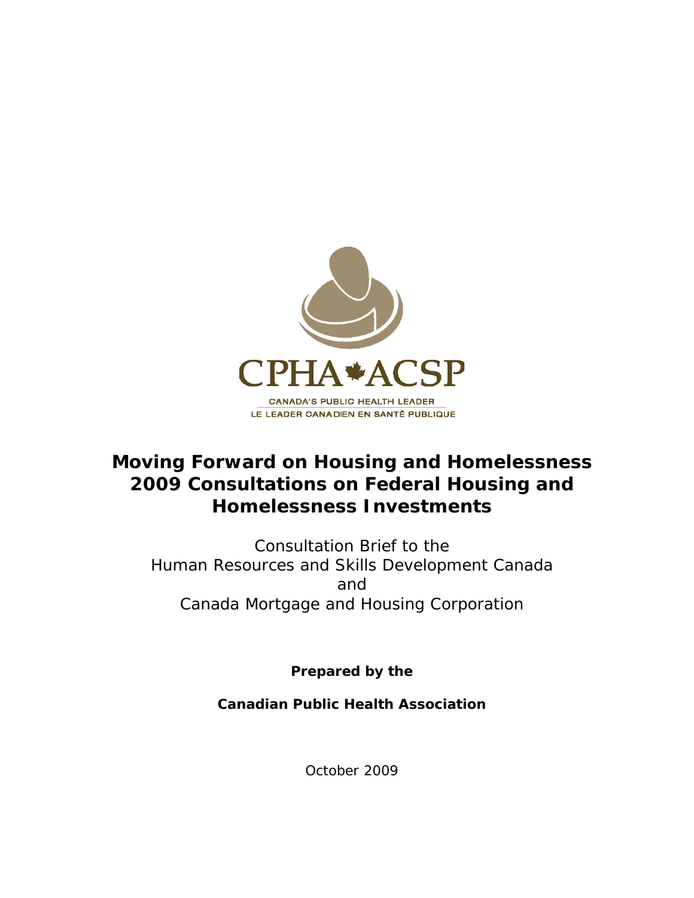CPHA ACSP

CANADA'S PUBLIC HEALTH LEADER

LE LEADER CANADIEN EN SANTÉ PUBLIQUE

# Moving Forward on Housing and Homelessness 2009 Consultations on Federal Housing and Homelessness Investments

Consultation Brief to the
Human Resources and Skills Development Canada
and
Canada Mortgage and Housing Corporation

**Prepared by the**

**Canadian Public Health Association**

October 2009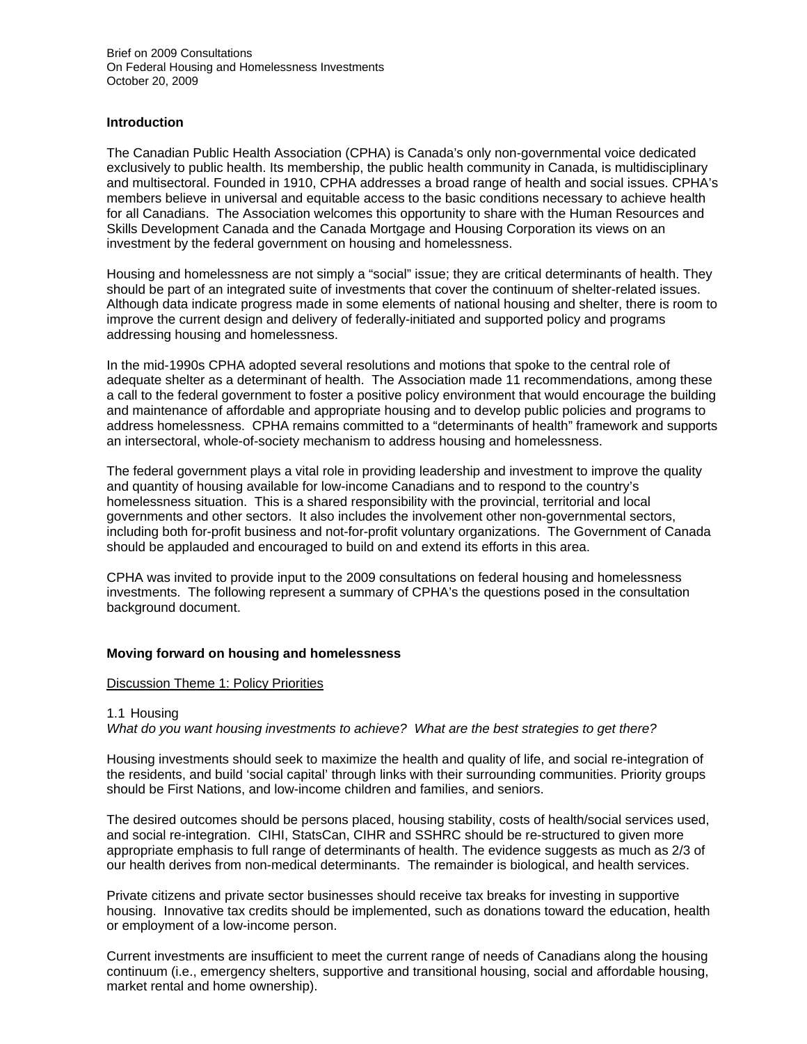Brief on 2009 Consultations
On Federal Housing and Homelessness Investments
October 20, 2009

**Introduction**

The Canadian Public Health Association (CPHA) is Canada's only non-governmental voice dedicated exclusively to public health. Its membership, the public health community in Canada, is multidisciplinary and multisectoral. Founded in 1910, CPHA addresses a broad range of health and social issues. CPHA's members believe in universal and equitable access to the basic conditions necessary to achieve health for all Canadians. The Association welcomes this opportunity to share with the Human Resources and Skills Development Canada and the Canada Mortgage and Housing Corporation its views on an investment by the federal government on housing and homelessness.

Housing and homelessness are not simply a "social" issue; they are critical determinants of health. They should be part of an integrated suite of investments that cover the continuum of shelter-related issues. Although data indicate progress made in some elements of national housing and shelter, there is room to improve the current design and delivery of federally-initiated and supported policy and programs addressing housing and homelessness.

In the mid-1990s CPHA adopted several resolutions and motions that spoke to the central role of adequate shelter as a determinant of health. The Association made 11 recommendations, among these a call to the federal government to foster a positive policy environment that would encourage the building and maintenance of affordable and appropriate housing and to develop public policies and programs to address homelessness. CPHA remains committed to a "determinants of health" framework and supports an intersectoral, whole-of-society mechanism to address housing and homelessness.

The federal government plays a vital role in providing leadership and investment to improve the quality and quantity of housing available for low-income Canadians and to respond to the country's homelessness situation. This is a shared responsibility with the provincial, territorial and local governments and other sectors. It also includes the involvement other non-governmental sectors, including both for-profit business and not-for-profit voluntary organizations. The Government of Canada should be applauded and encouraged to build on and extend its efforts in this area.

CPHA was invited to provide input to the 2009 consultations on federal housing and homelessness investments. The following represent a summary of CPHA's the questions posed in the consultation background document.

**Moving forward on housing and homelessness**

Discussion Theme 1: Policy Priorities

1.1 Housing
*What do you want housing investments to achieve? What are the best strategies to get there?*

Housing investments should seek to maximize the health and quality of life, and social re-integration of the residents, and build 'social capital' through links with their surrounding communities. Priority groups should be First Nations, and low-income children and families, and seniors.

The desired outcomes should be persons placed, housing stability, costs of health/social services used, and social re-integration. CIHI, StatsCan, CIHR and SSHRC should be re-structured to given more appropriate emphasis to full range of determinants of health. The evidence suggests as much as 2/3 of our health derives from non-medical determinants. The remainder is biological, and health services.

Private citizens and private sector businesses should receive tax breaks for investing in supportive housing. Innovative tax credits should be implemented, such as donations toward the education, health or employment of a low-income person.

Current investments are insufficient to meet the current range of needs of Canadians along the housing continuum (i.e., emergency shelters, supportive and transitional housing, social and affordable housing, market rental and home ownership).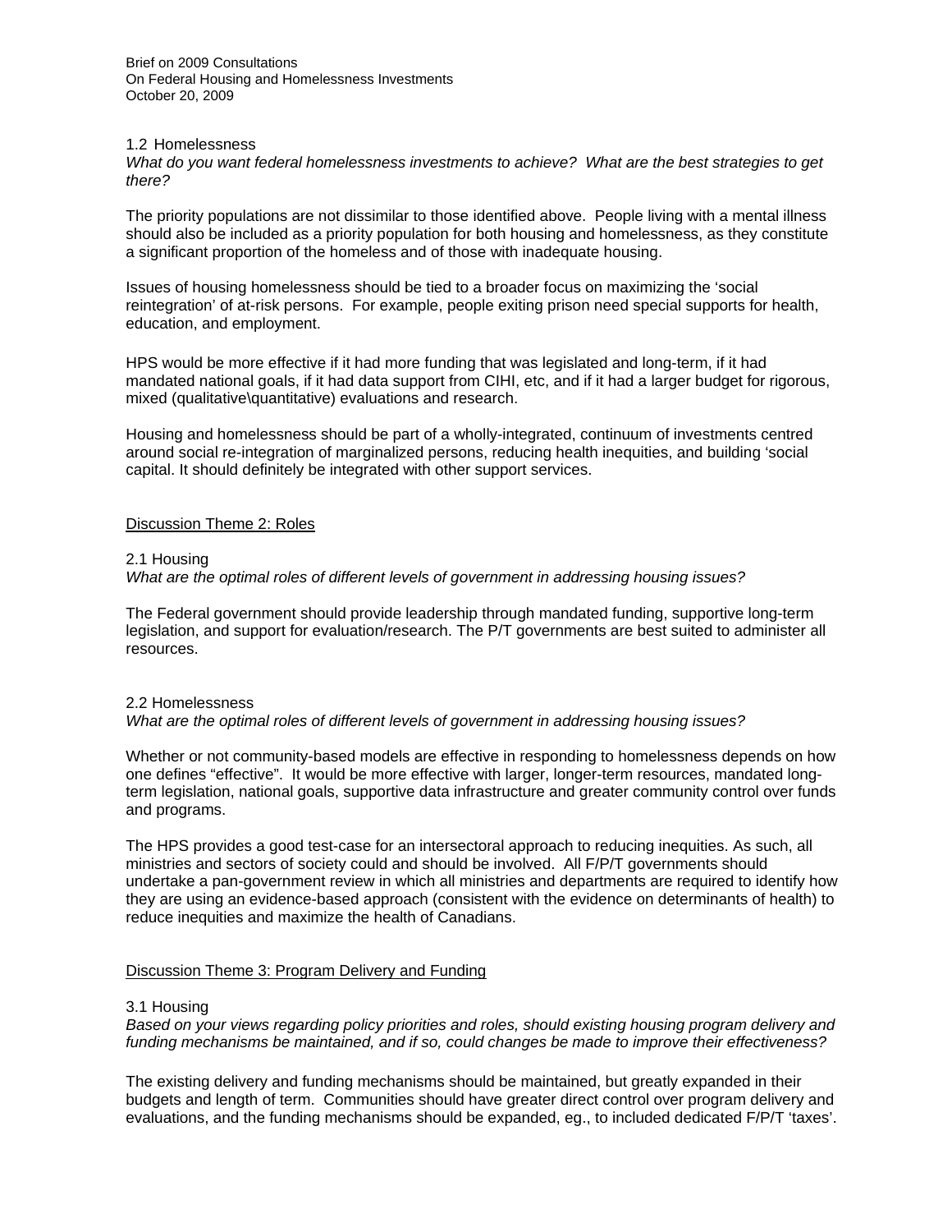1.2 Homelessness

*What do you want federal homelessness investments to achieve? What are the best strategies to get there?*

The priority populations are not dissimilar to those identified above. People living with a mental illness should also be included as a priority population for both housing and homelessness, as they constitute a significant proportion of the homeless and of those with inadequate housing.

Issues of housing homelessness should be tied to a broader focus on maximizing the 'social reintegration' of at-risk persons. For example, people exiting prison need special supports for health, education, and employment.

HPS would be more effective if it had more funding that was legislated and long-term, if it had mandated national goals, if it had data support from CIHI, etc, and if it had a larger budget for rigorous, mixed (qualitative\quantitative) evaluations and research.

Housing and homelessness should be part of a wholly-integrated, continuum of investments centred around social re-integration of marginalized persons, reducing health inequities, and building 'social capital. It should definitely be integrated with other support services.

<u>Discussion Theme 2: Roles</u>

2.1 Housing

*What are the optimal roles of different levels of government in addressing housing issues?*

The Federal government should provide leadership through mandated funding, supportive long-term legislation, and support for evaluation/research. The P/T governments are best suited to administer all resources.

2.2 Homelessness

*What are the optimal roles of different levels of government in addressing housing issues?*

Whether or not community-based models are effective in responding to homelessness depends on how one defines "effective". It would be more effective with larger, longer-term resources, mandated long-term legislation, national goals, supportive data infrastructure and greater community control over funds and programs.

The HPS provides a good test-case for an intersectoral approach to reducing inequities. As such, all ministries and sectors of society could and should be involved. All F/P/T governments should undertake a pan-government review in which all ministries and departments are required to identify how they are using an evidence-based approach (consistent with the evidence on determinants of health) to reduce inequities and maximize the health of Canadians.

<u>Discussion Theme 3: Program Delivery and Funding</u>

3.1 Housing

*Based on your views regarding policy priorities and roles, should existing housing program delivery and funding mechanisms be maintained, and if so, could changes be made to improve their effectiveness?*

The existing delivery and funding mechanisms should be maintained, but greatly expanded in their budgets and length of term. Communities should have greater direct control over program delivery and evaluations, and the funding mechanisms should be expanded, eg., to included dedicated F/P/T 'taxes'.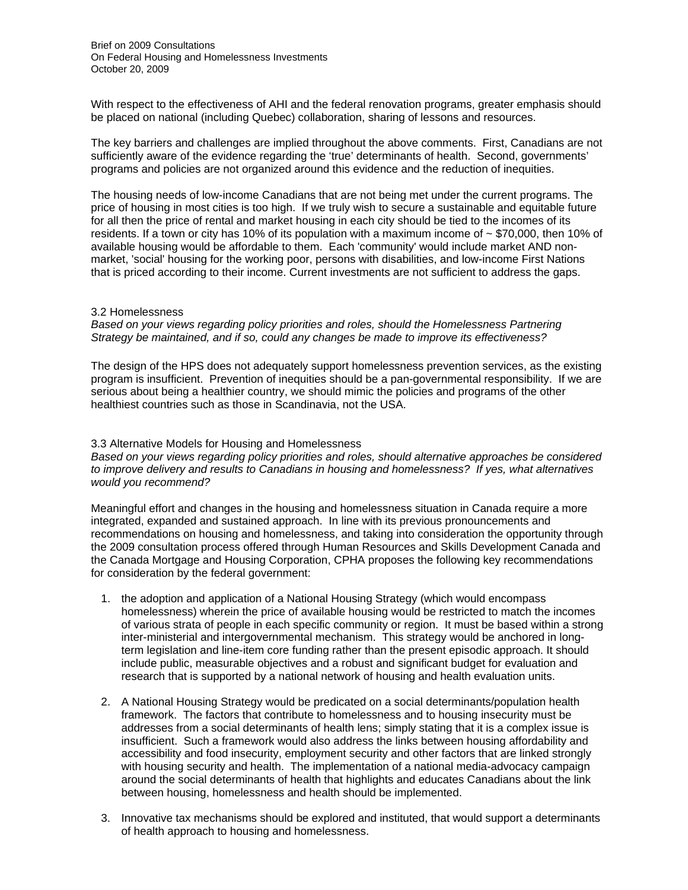With respect to the effectiveness of AHI and the federal renovation programs, greater emphasis should be placed on national (including Quebec) collaboration, sharing of lessons and resources.

The key barriers and challenges are implied throughout the above comments. First, Canadians are not sufficiently aware of the evidence regarding the 'true' determinants of health. Second, governments' programs and policies are not organized around this evidence and the reduction of inequities.

The housing needs of low-income Canadians that are not being met under the current programs. The price of housing in most cities is too high. If we truly wish to secure a sustainable and equitable future for all then the price of rental and market housing in each city should be tied to the incomes of its residents. If a town or city has 10% of its population with a maximum income of ~ $70,000, then 10% of available housing would be affordable to them. Each 'community' would include market AND non-market, 'social' housing for the working poor, persons with disabilities, and low-income First Nations that is priced according to their income. Current investments are not sufficient to address the gaps.

### 3.2 Homelessness

*Based on your views regarding policy priorities and roles, should the Homelessness Partnering Strategy be maintained, and if so, could any changes be made to improve its effectiveness?*

The design of the HPS does not adequately support homelessness prevention services, as the existing program is insufficient. Prevention of inequities should be a pan-governmental responsibility. If we are serious about being a healthier country, we should mimic the policies and programs of the other healthiest countries such as those in Scandinavia, not the USA.

### 3.3 Alternative Models for Housing and Homelessness

*Based on your views regarding policy priorities and roles, should alternative approaches be considered to improve delivery and results to Canadians in housing and homelessness? If yes, what alternatives would you recommend?*

Meaningful effort and changes in the housing and homelessness situation in Canada require a more integrated, expanded and sustained approach. In line with its previous pronouncements and recommendations on housing and homelessness, and taking into consideration the opportunity through the 2009 consultation process offered through Human Resources and Skills Development Canada and the Canada Mortgage and Housing Corporation, CPHA proposes the following key recommendations for consideration by the federal government:

1. the adoption and application of a National Housing Strategy (which would encompass homelessness) wherein the price of available housing would be restricted to match the incomes of various strata of people in each specific community or region. It must be based within a strong inter-ministerial and intergovernmental mechanism. This strategy would be anchored in long-term legislation and line-item core funding rather than the present episodic approach. It should include public, measurable objectives and a robust and significant budget for evaluation and research that is supported by a national network of housing and health evaluation units.

2. A National Housing Strategy would be predicated on a social determinants/population health framework. The factors that contribute to homelessness and to housing insecurity must be addresses from a social determinants of health lens; simply stating that it is a complex issue is insufficient. Such a framework would also address the links between housing affordability and accessibility and food insecurity, employment security and other factors that are linked strongly with housing security and health. The implementation of a national media-advocacy campaign around the social determinants of health that highlights and educates Canadians about the link between housing, homelessness and health should be implemented.

3. Innovative tax mechanisms should be explored and instituted, that would support a determinants of health approach to housing and homelessness.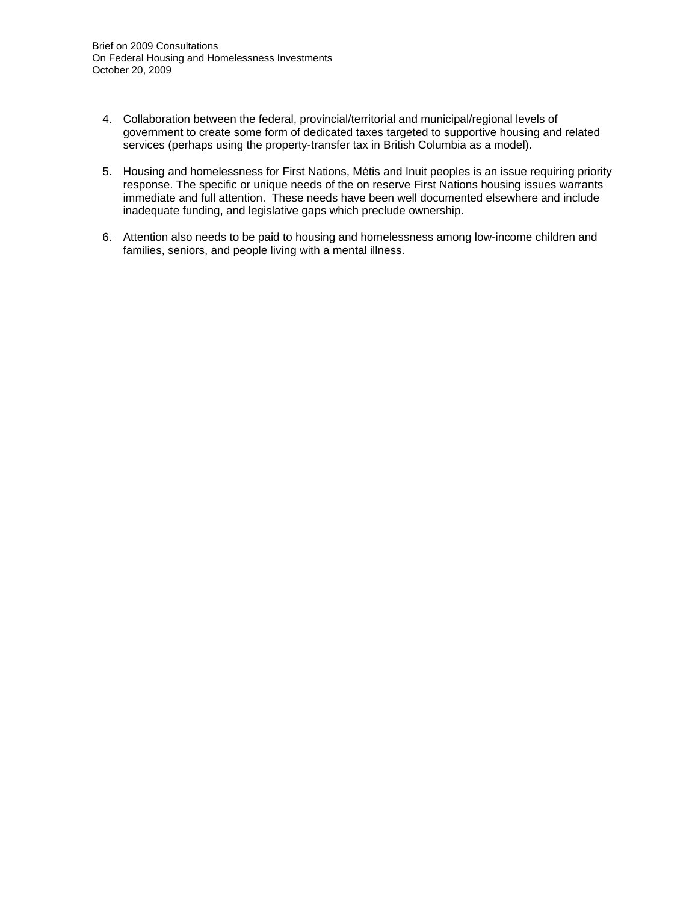4. Collaboration between the federal, provincial/territorial and municipal/regional levels of government to create some form of dedicated taxes targeted to supportive housing and related services (perhaps using the property-transfer tax in British Columbia as a model).

5. Housing and homelessness for First Nations, Métis and Inuit peoples is an issue requiring priority response. The specific or unique needs of the on reserve First Nations housing issues warrants immediate and full attention. These needs have been well documented elsewhere and include inadequate funding, and legislative gaps which preclude ownership.

6. Attention also needs to be paid to housing and homelessness among low-income children and families, seniors, and people living with a mental illness.